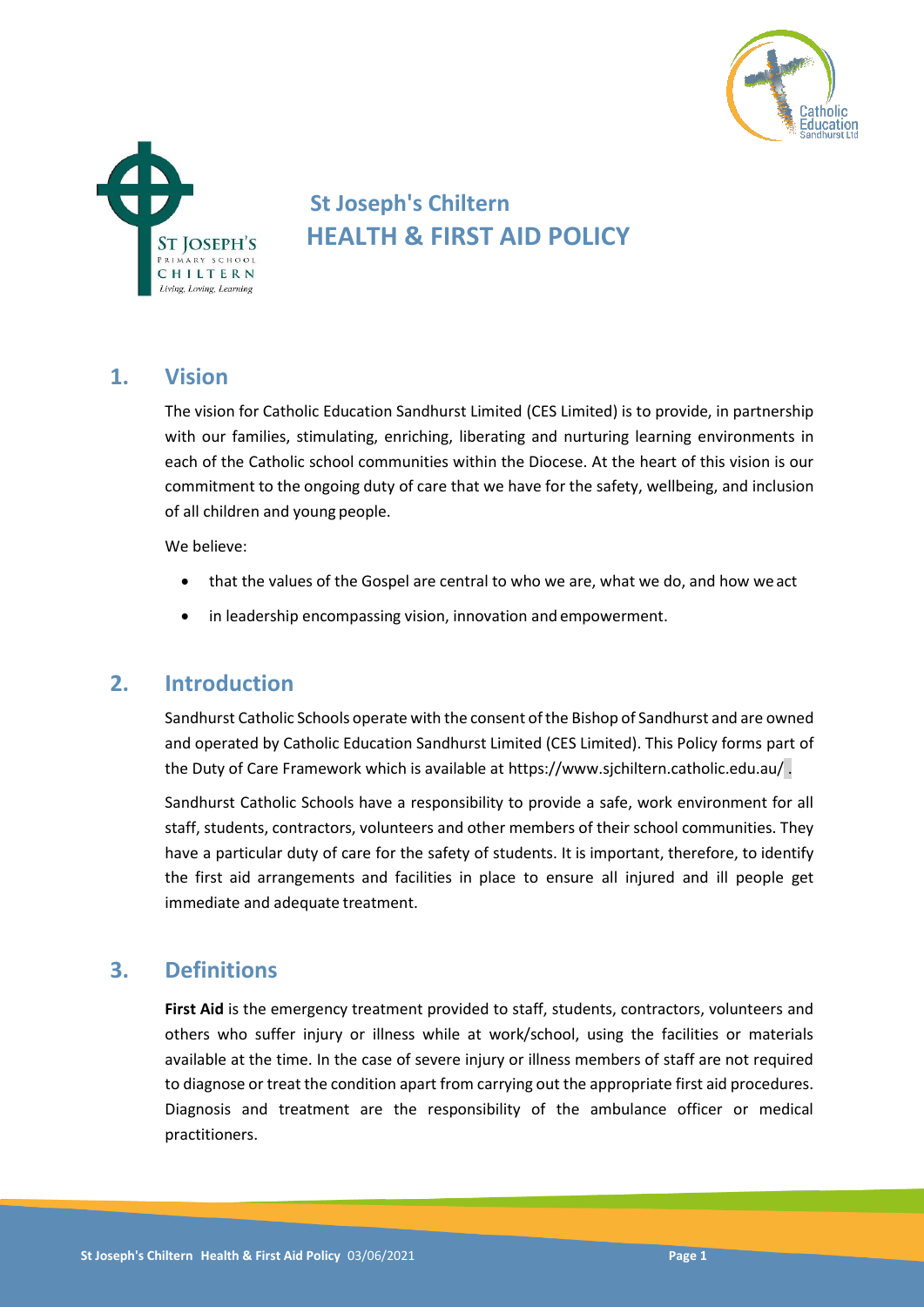# St Joseph's Chiltern
# HEALTH & FIRST AID POLICY

## 1. Vision

The vision for Catholic Education Sandhurst Limited (CES Limited) is to provide, in partnership with our families, stimulating, enriching, liberating and nurturing learning environments in each of the Catholic school communities within the Diocese. At the heart of this vision is our commitment to the ongoing duty of care that we have for the safety, wellbeing, and inclusion of all children and young people.

We believe:

- that the values of the Gospel are central to who we are, what we do, and how we act
- in leadership encompassing vision, innovation and empowerment.

## 2. Introduction

Sandhurst Catholic Schools operate with the consent of the Bishop of Sandhurst and are owned and operated by Catholic Education Sandhurst Limited (CES Limited). This Policy forms part of the Duty of Care Framework which is available at https://www.sjchiltern.catholic.edu.au/ .

Sandhurst Catholic Schools have a responsibility to provide a safe, work environment for all staff, students, contractors, volunteers and other members of their school communities. They have a particular duty of care for the safety of students. It is important, therefore, to identify the first aid arrangements and facilities in place to ensure all injured and ill people get immediate and adequate treatment.

## 3. Definitions

**First Aid** is the emergency treatment provided to staff, students, contractors, volunteers and others who suffer injury or illness while at work/school, using the facilities or materials available at the time. In the case of severe injury or illness members of staff are not required to diagnose or treat the condition apart from carrying out the appropriate first aid procedures. Diagnosis and treatment are the responsibility of the ambulance officer or medical practitioners.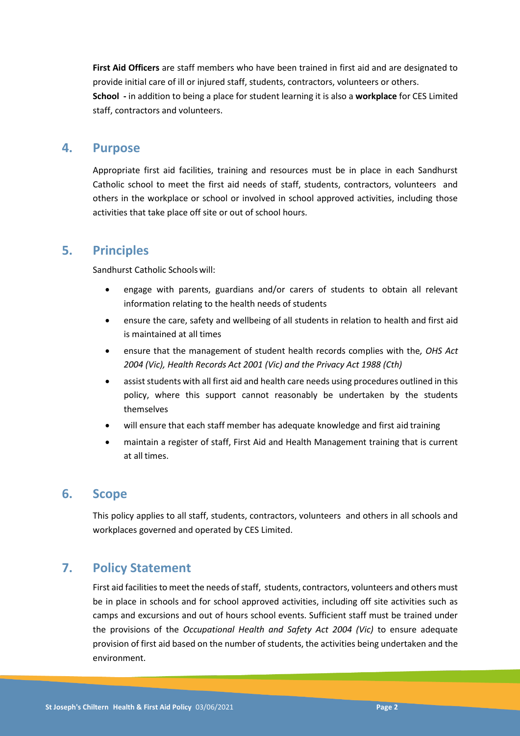**First Aid Officers** are staff members who have been trained in first aid and are designated to provide initial care of ill or injured staff, students, contractors, volunteers or others.

**School -** in addition to being a place for student learning it is also a **workplace** for CES Limited staff, contractors and volunteers.

## 4. Purpose

Appropriate first aid facilities, training and resources must be in place in each Sandhurst Catholic school to meet the first aid needs of staff, students, contractors, volunteers and others in the workplace or school or involved in school approved activities, including those activities that take place off site or out of school hours.

## 5. Principles

Sandhurst Catholic Schools will:

- engage with parents, guardians and/or carers of students to obtain all relevant information relating to the health needs of students
- ensure the care, safety and wellbeing of all students in relation to health and first aid is maintained at all times
- ensure that the management of student health records complies with the*, OHS Act 2004 (Vic), Health Records Act 2001 (Vic) and the Privacy Act 1988 (Cth)*
- assist students with all first aid and health care needs using procedures outlined in this policy, where this support cannot reasonably be undertaken by the students themselves
- will ensure that each staff member has adequate knowledge and first aid training
- maintain a register of staff, First Aid and Health Management training that is current at all times.

## 6. Scope

This policy applies to all staff, students, contractors, volunteers and others in all schools and workplaces governed and operated by CES Limited.

## 7. Policy Statement

First aid facilities to meet the needs of staff, students, contractors, volunteers and others must be in place in schools and for school approved activities, including off site activities such as camps and excursions and out of hours school events. Sufficient staff must be trained under the provisions of the *Occupational Health and Safety Act 2004 (Vic)* to ensure adequate provision of first aid based on the number of students, the activities being undertaken and the environment.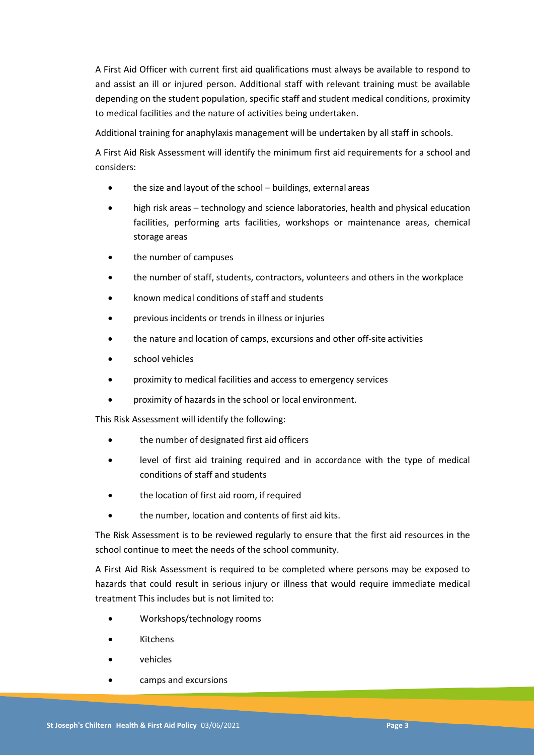A First Aid Officer with current first aid qualifications must always be available to respond to and assist an ill or injured person. Additional staff with relevant training must be available depending on the student population, specific staff and student medical conditions, proximity to medical facilities and the nature of activities being undertaken.

Additional training for anaphylaxis management will be undertaken by all staff in schools.

A First Aid Risk Assessment will identify the minimum first aid requirements for a school and considers:

- the size and layout of the school – buildings, external areas
- high risk areas – technology and science laboratories, health and physical education facilities, performing arts facilities, workshops or maintenance areas, chemical storage areas
- the number of campuses
- the number of staff, students, contractors, volunteers and others in the workplace
- known medical conditions of staff and students
- previous incidents or trends in illness or injuries
- the nature and location of camps, excursions and other off-site activities
- school vehicles
- proximity to medical facilities and access to emergency services
- proximity of hazards in the school or local environment.

This Risk Assessment will identify the following:

- the number of designated first aid officers
- level of first aid training required and in accordance with the type of medical conditions of staff and students
- the location of first aid room, if required
- the number, location and contents of first aid kits.

The Risk Assessment is to be reviewed regularly to ensure that the first aid resources in the school continue to meet the needs of the school community.

A First Aid Risk Assessment is required to be completed where persons may be exposed to hazards that could result in serious injury or illness that would require immediate medical treatment This includes but is not limited to:

- Workshops/technology rooms
- Kitchens
- vehicles
- camps and excursions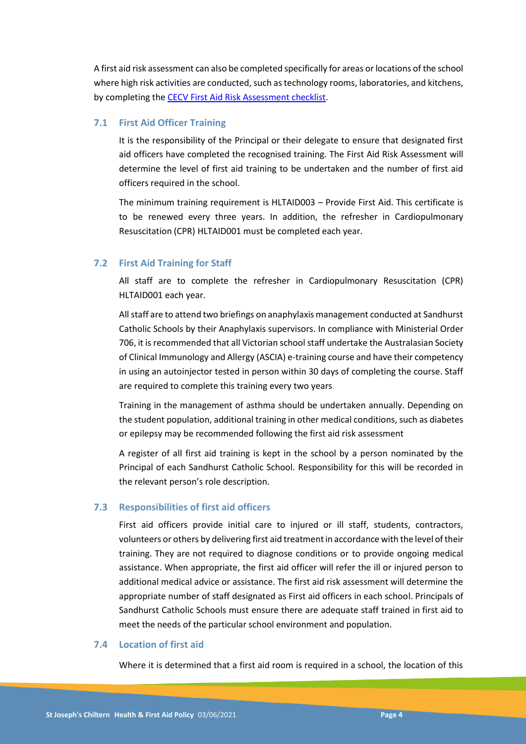A first aid risk assessment can also be completed specifically for areas or locations of the school where high risk activities are conducted, such as technology rooms, laboratories, and kitchens, by completing the [CECV First Aid Risk Assessment checklist](#).

### 7.1 First Aid Officer Training

It is the responsibility of the Principal or their delegate to ensure that designated first aid officers have completed the recognised training. The First Aid Risk Assessment will determine the level of first aid training to be undertaken and the number of first aid officers required in the school.

The minimum training requirement is HLTAID003 – Provide First Aid. This certificate is to be renewed every three years. In addition, the refresher in Cardiopulmonary Resuscitation (CPR) HLTAID001 must be completed each year.

### 7.2 First Aid Training for Staff

All staff are to complete the refresher in Cardiopulmonary Resuscitation (CPR) HLTAID001 each year.

All staff are to attend two briefings on anaphylaxis management conducted at Sandhurst Catholic Schools by their Anaphylaxis supervisors. In compliance with Ministerial Order 706, it is recommended that all Victorian school staff undertake the Australasian Society of Clinical Immunology and Allergy (ASCIA) e-training course and have their competency in using an autoinjector tested in person within 30 days of completing the course. Staff are required to complete this training every two years.

Training in the management of asthma should be undertaken annually. Depending on the student population, additional training in other medical conditions, such as diabetes or epilepsy may be recommended following the first aid risk assessment

A register of all first aid training is kept in the school by a person nominated by the Principal of each Sandhurst Catholic School. Responsibility for this will be recorded in the relevant person's role description.

### 7.3 Responsibilities of first aid officers

First aid officers provide initial care to injured or ill staff, students, contractors, volunteers or others by delivering first aid treatment in accordance with the level of their training. They are not required to diagnose conditions or to provide ongoing medical assistance. When appropriate, the first aid officer will refer the ill or injured person to additional medical advice or assistance. The first aid risk assessment will determine the appropriate number of staff designated as First aid officers in each school. Principals of Sandhurst Catholic Schools must ensure there are adequate staff trained in first aid to meet the needs of the particular school environment and population.

### 7.4 Location of first aid

Where it is determined that a first aid room is required in a school, the location of this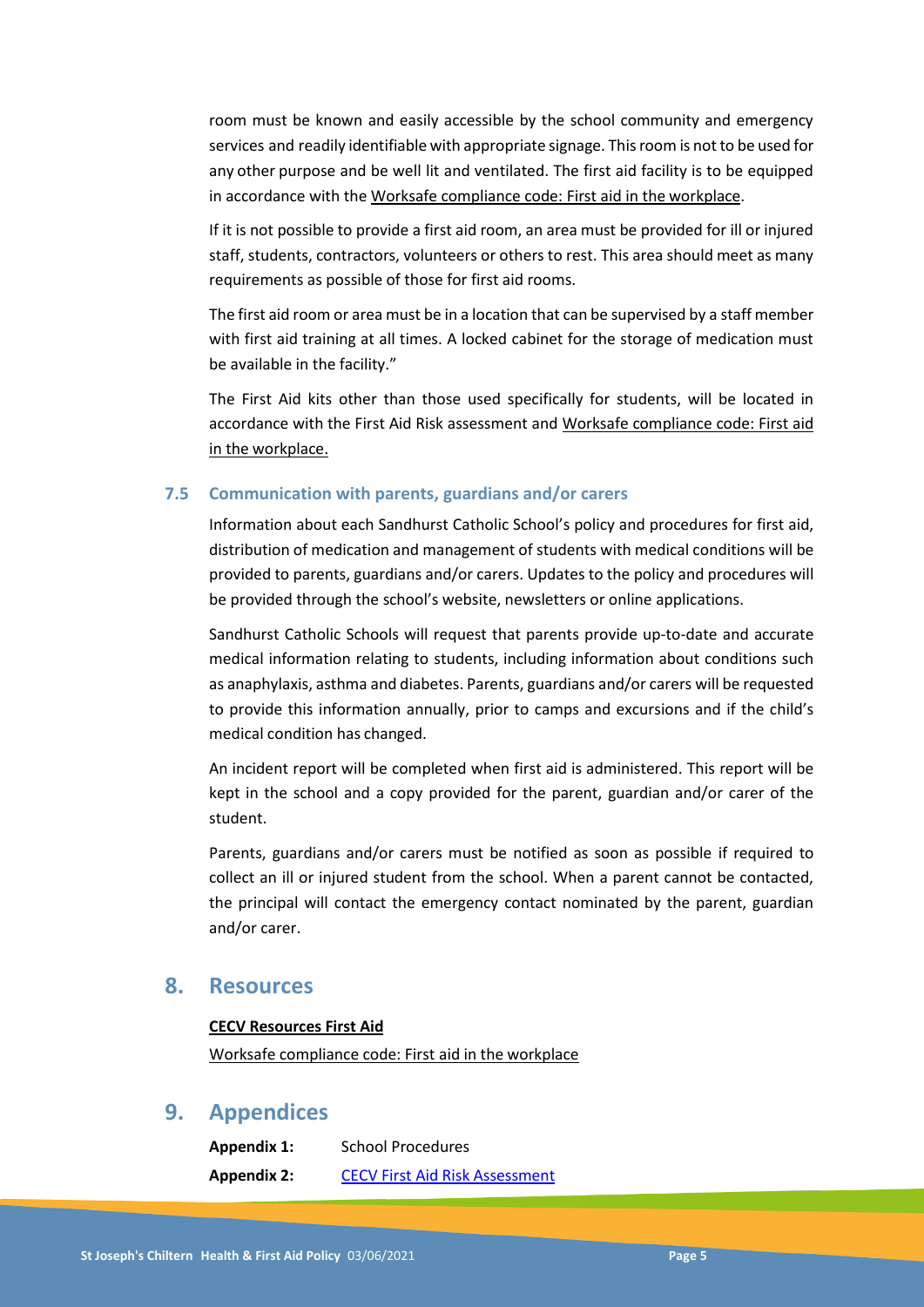room must be known and easily accessible by the school community and emergency services and readily identifiable with appropriate signage. This room is not to be used for any other purpose and be well lit and ventilated. The first aid facility is to be equipped in accordance with the Worksafe compliance code: First aid in the workplace.

If it is not possible to provide a first aid room, an area must be provided for ill or injured staff, students, contractors, volunteers or others to rest. This area should meet as many requirements as possible of those for first aid rooms.

The first aid room or area must be in a location that can be supervised by a staff member with first aid training at all times. A locked cabinet for the storage of medication must be available in the facility."

The First Aid kits other than those used specifically for students, will be located in accordance with the First Aid Risk assessment and Worksafe compliance code: First aid in the workplace.

### 7.5 Communication with parents, guardians and/or carers

Information about each Sandhurst Catholic School's policy and procedures for first aid, distribution of medication and management of students with medical conditions will be provided to parents, guardians and/or carers. Updates to the policy and procedures will be provided through the school's website, newsletters or online applications.

Sandhurst Catholic Schools will request that parents provide up-to-date and accurate medical information relating to students, including information about conditions such as anaphylaxis, asthma and diabetes. Parents, guardians and/or carers will be requested to provide this information annually, prior to camps and excursions and if the child's medical condition has changed.

An incident report will be completed when first aid is administered. This report will be kept in the school and a copy provided for the parent, guardian and/or carer of the student.

Parents, guardians and/or carers must be notified as soon as possible if required to collect an ill or injured student from the school. When a parent cannot be contacted, the principal will contact the emergency contact nominated by the parent, guardian and/or carer.

## 8. Resources

**CECV Resources First Aid**

Worksafe compliance code: First aid in the workplace

## 9. Appendices

**Appendix 1:** School Procedures

**Appendix 2:** CECV First Aid Risk Assessment